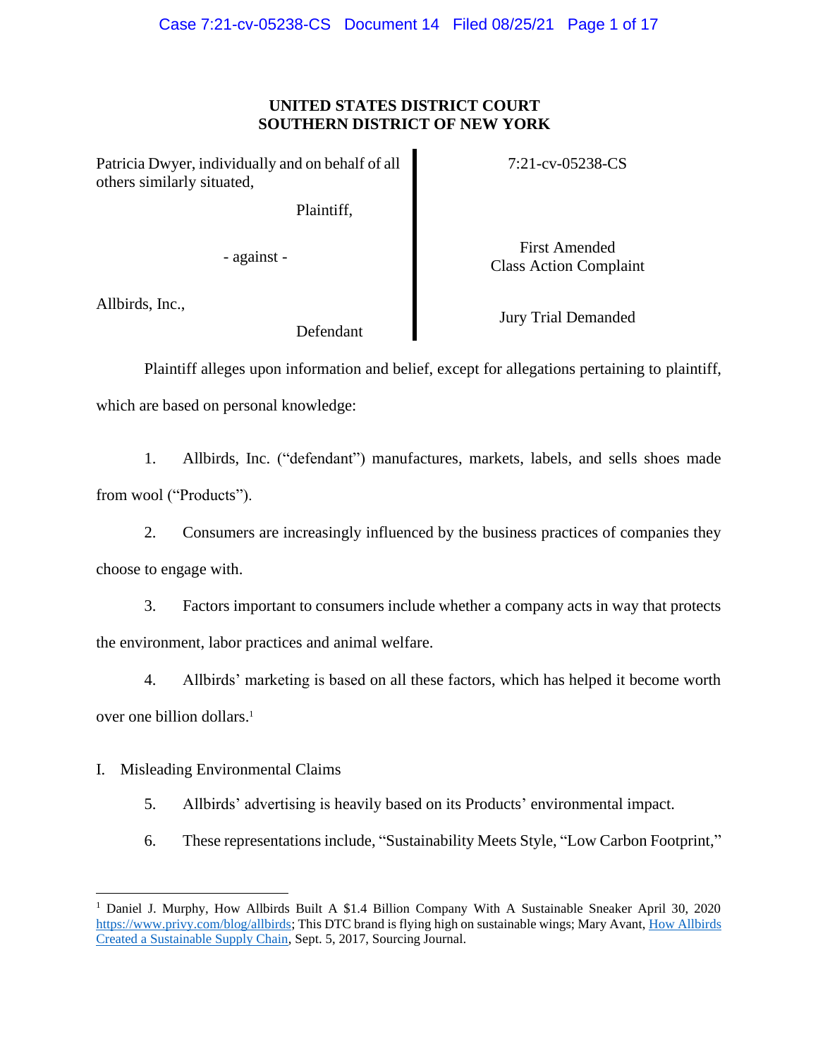**UNITED STATES DISTRICT COURT**
**SOUTHERN DISTRICT OF NEW YORK**

| | |
|---|---|
| Patricia Dwyer, individually and on behalf of all others similarly situated, Plaintiff, | 7:21-cv-05238-CS |
| - against - | First Amended Class Action Complaint |
| Allbirds, Inc., Defendant | Jury Trial Demanded |

Plaintiff alleges upon information and belief, except for allegations pertaining to plaintiff, which are based on personal knowledge:

1. Allbirds, Inc. ("defendant") manufactures, markets, labels, and sells shoes made from wool ("Products").

2. Consumers are increasingly influenced by the business practices of companies they choose to engage with.

3. Factors important to consumers include whether a company acts in way that protects the environment, labor practices and animal welfare.

4. Allbirds' marketing is based on all these factors, which has helped it become worth over one billion dollars.[1]

I. Misleading Environmental Claims

5. Allbirds' advertising is heavily based on its Products' environmental impact.

6. These representations include, "Sustainability Meets Style, "Low Carbon Footprint,"

---

[1] Daniel J. Murphy, How Allbirds Built A $1.4 Billion Company With A Sustainable Sneaker April 30, 2020 https://www.privy.com/blog/allbirds; This DTC brand is flying high on sustainable wings; Mary Avant, How Allbirds Created a Sustainable Supply Chain, Sept. 5, 2017, Sourcing Journal.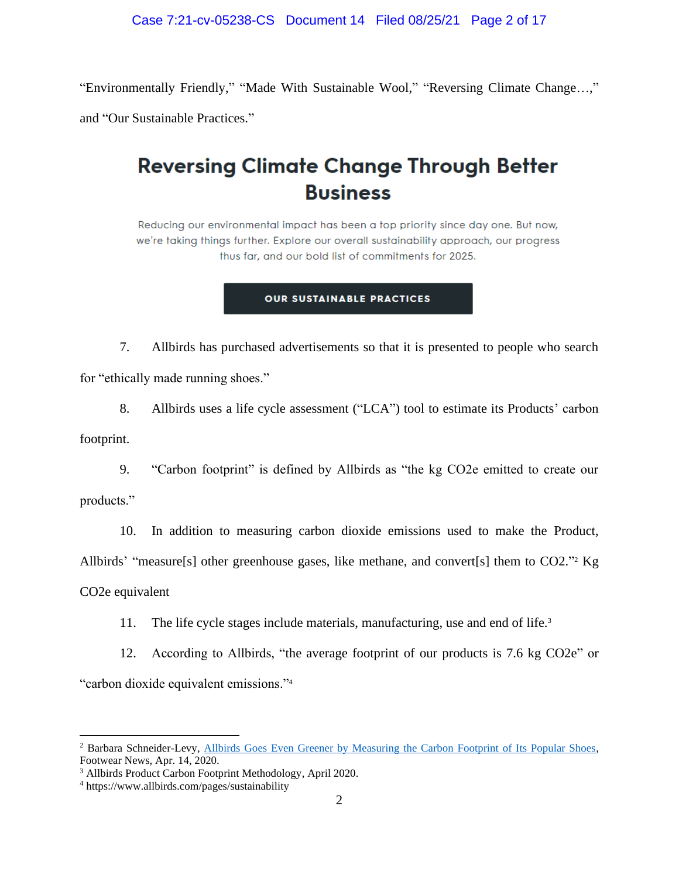"Environmentally Friendly," "Made With Sustainable Wool," "Reversing Climate Change…," and "Our Sustainable Practices."

## Reversing Climate Change Through Better Business

Reducing our environmental impact has been a top priority since day one. But now, we're taking things further. Explore our overall sustainability approach, our progress thus far, and our bold list of commitments for 2025.

**OUR SUSTAINABLE PRACTICES**

7. Allbirds has purchased advertisements so that it is presented to people who search for "ethically made running shoes."

8. Allbirds uses a life cycle assessment ("LCA") tool to estimate its Products' carbon footprint.

9. "Carbon footprint" is defined by Allbirds as "the kg CO2e emitted to create our products."

10. In addition to measuring carbon dioxide emissions used to make the Product, Allbirds' "measure[s] other greenhouse gases, like methane, and convert[s] them to CO2."[2] Kg CO2e equivalent

11. The life cycle stages include materials, manufacturing, use and end of life.[3]

12. According to Allbirds, "the average footprint of our products is 7.6 kg CO2e" or "carbon dioxide equivalent emissions."[4]

---

[2] Barbara Schneider-Levy, Allbirds Goes Even Greener by Measuring the Carbon Footprint of Its Popular Shoes, Footwear News, Apr. 14, 2020.

[3] Allbirds Product Carbon Footprint Methodology, April 2020.

[4] https://www.allbirds.com/pages/sustainability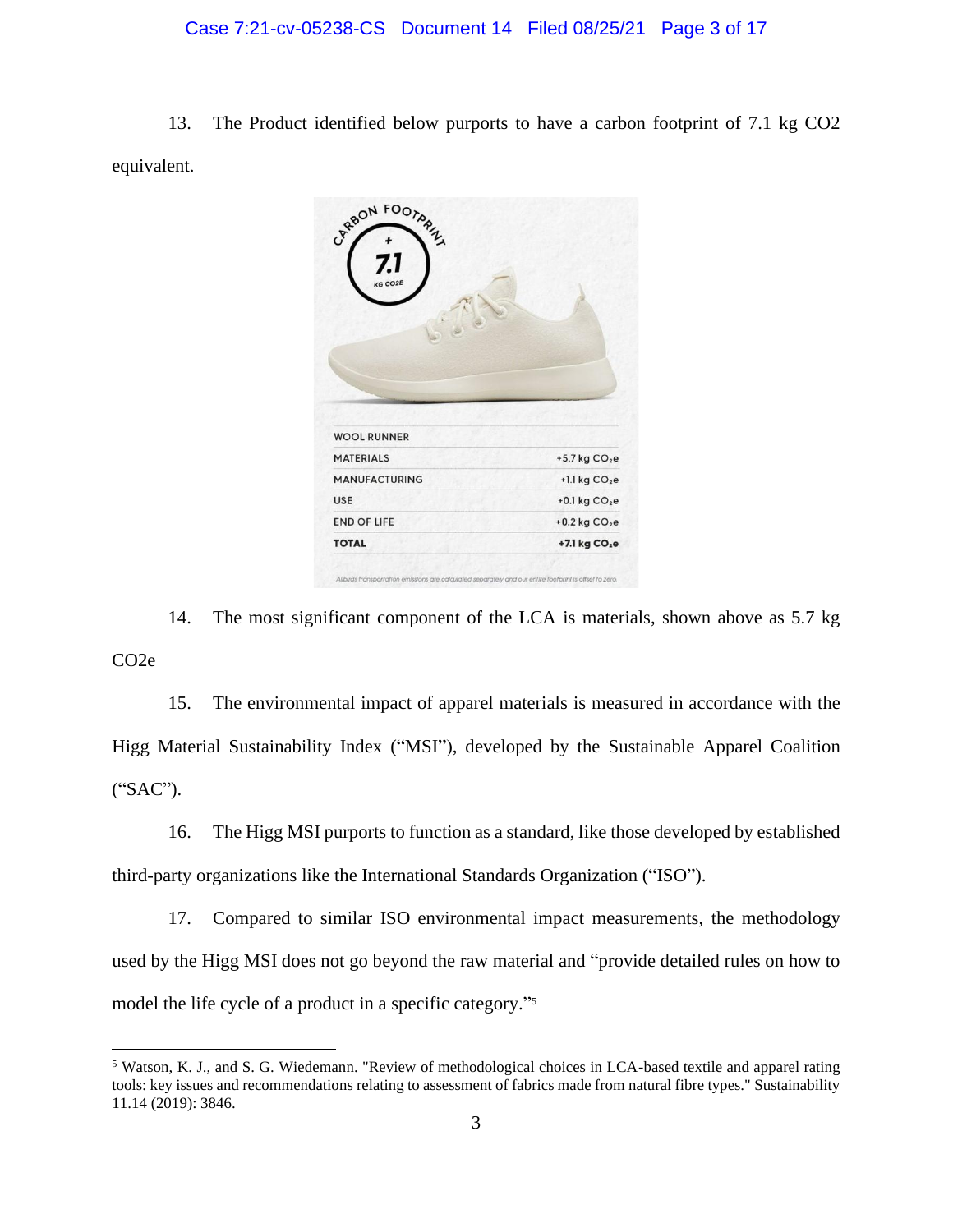13. The Product identified below purports to have a carbon footprint of 7.1 kg CO2 equivalent.

CARBON FOOTPRINT

+ 7.1 KG CO2E

| WOOL RUNNER | |
|---|---|
| MATERIALS | +5.7 kg $CO_2e$ |
| MANUFACTURING | +1.1 kg $CO_2e$ |
| USE | +0.1 kg $CO_2e$ |
| END OF LIFE | +0.2 kg $CO_2e$ |
| **TOTAL** | **+7.1 kg $CO_2e$** |

*Allbirds transportation emissions are calculated separately and our entire footprint is offset to zero.*

14. The most significant component of the LCA is materials, shown above as 5.7 kg CO2e

15. The environmental impact of apparel materials is measured in accordance with the Higg Material Sustainability Index ("MSI"), developed by the Sustainable Apparel Coalition ("SAC").

16. The Higg MSI purports to function as a standard, like those developed by established third-party organizations like the International Standards Organization ("ISO").

17. Compared to similar ISO environmental impact measurements, the methodology used by the Higg MSI does not go beyond the raw material and "provide detailed rules on how to model the life cycle of a product in a specific category."[5]

---

[5] Watson, K. J., and S. G. Wiedemann. "Review of methodological choices in LCA-based textile and apparel rating tools: key issues and recommendations relating to assessment of fabrics made from natural fibre types." Sustainability 11.14 (2019): 3846.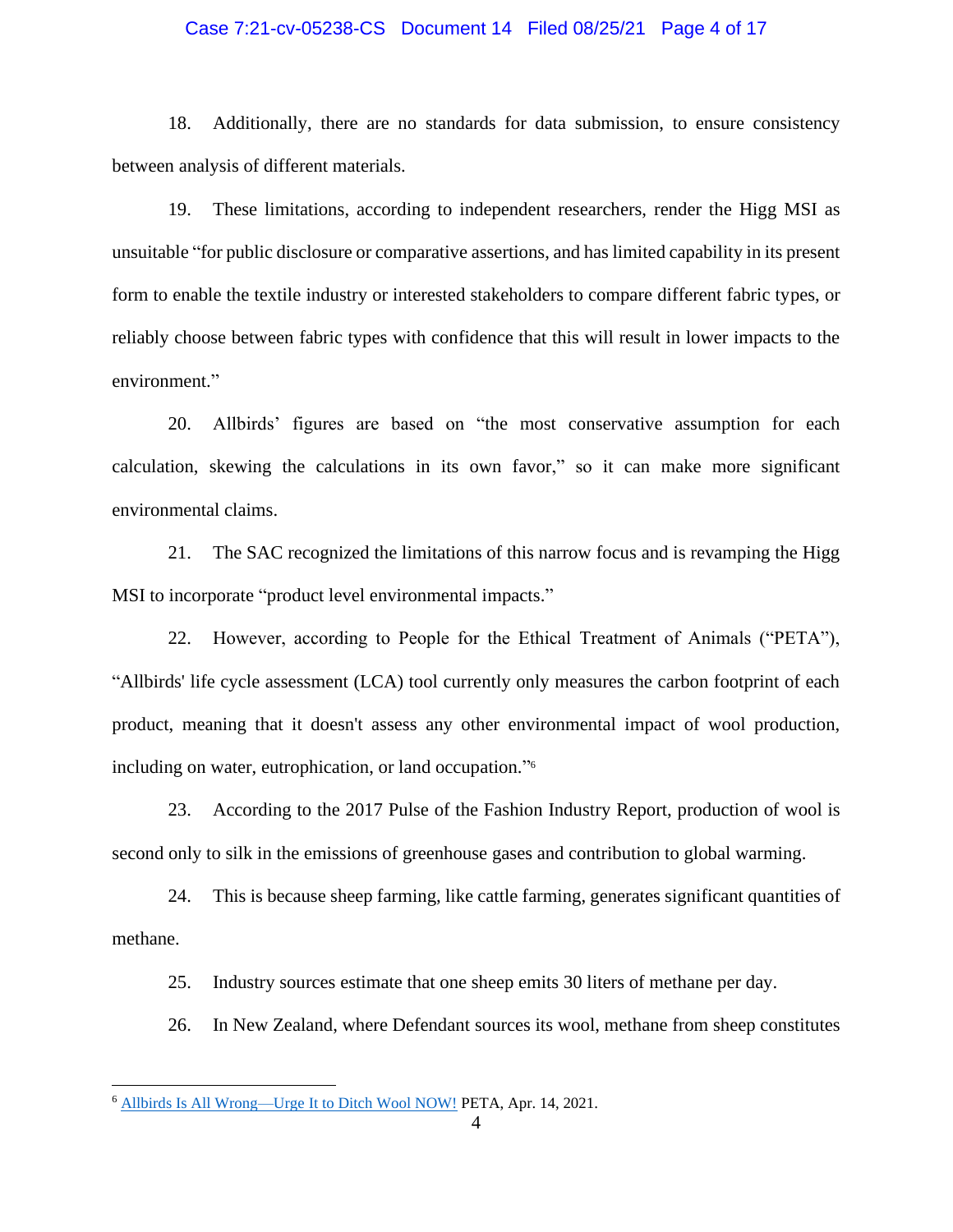18. Additionally, there are no standards for data submission, to ensure consistency between analysis of different materials.

19. These limitations, according to independent researchers, render the Higg MSI as unsuitable "for public disclosure or comparative assertions, and has limited capability in its present form to enable the textile industry or interested stakeholders to compare different fabric types, or reliably choose between fabric types with confidence that this will result in lower impacts to the environment."

20. Allbirds' figures are based on "the most conservative assumption for each calculation, skewing the calculations in its own favor," so it can make more significant environmental claims.

21. The SAC recognized the limitations of this narrow focus and is revamping the Higg MSI to incorporate "product level environmental impacts."

22. However, according to People for the Ethical Treatment of Animals ("PETA"), "Allbirds' life cycle assessment (LCA) tool currently only measures the carbon footprint of each product, meaning that it doesn't assess any other environmental impact of wool production, including on water, eutrophication, or land occupation."[6]

23. According to the 2017 Pulse of the Fashion Industry Report, production of wool is second only to silk in the emissions of greenhouse gases and contribution to global warming.

24. This is because sheep farming, like cattle farming, generates significant quantities of methane.

25. Industry sources estimate that one sheep emits 30 liters of methane per day.

26. In New Zealand, where Defendant sources its wool, methane from sheep constitutes

---

[6] Allbirds Is All Wrong—Urge It to Ditch Wool NOW! PETA, Apr. 14, 2021.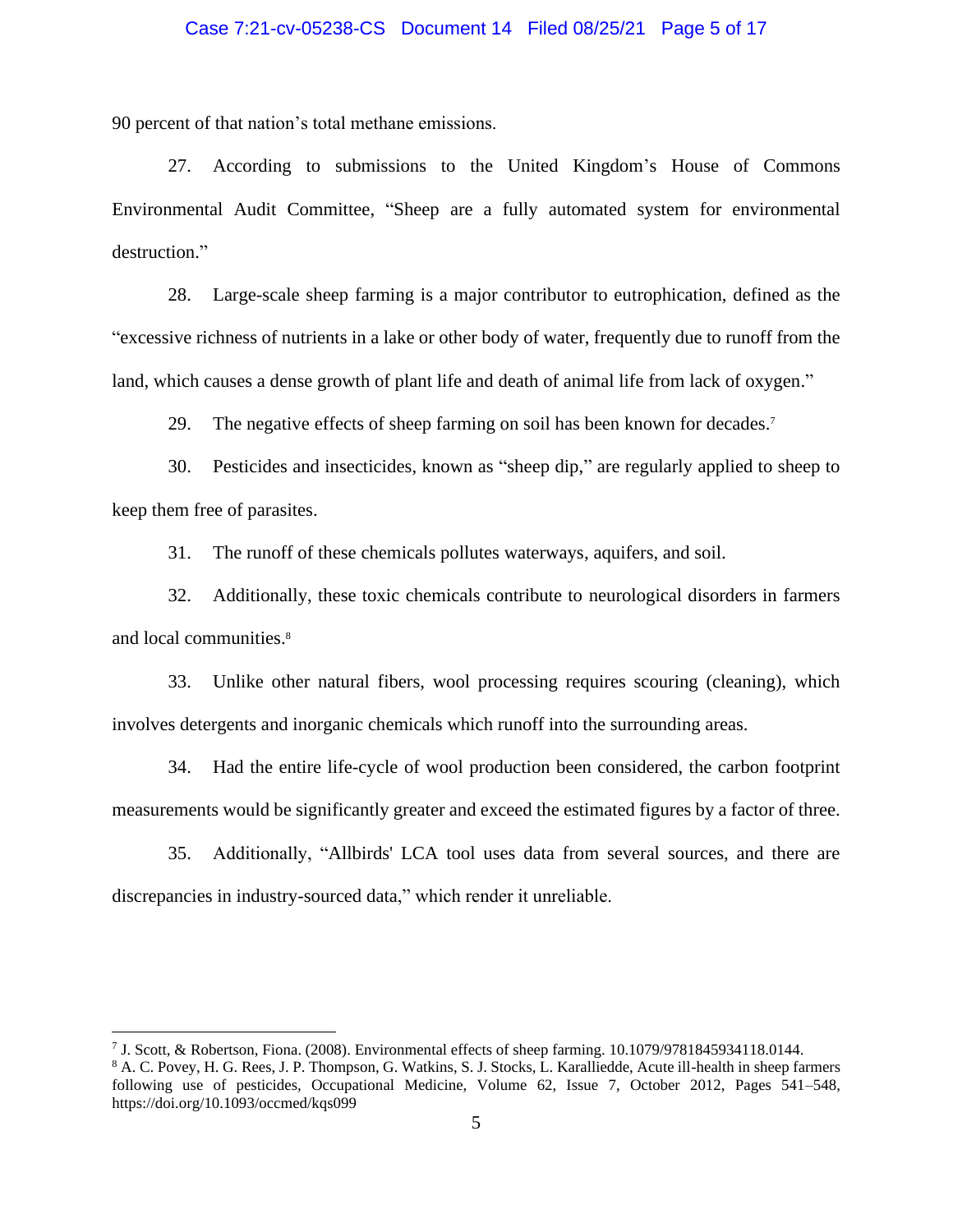90 percent of that nation's total methane emissions.

27. According to submissions to the United Kingdom's House of Commons Environmental Audit Committee, "Sheep are a fully automated system for environmental destruction."

28. Large-scale sheep farming is a major contributor to eutrophication, defined as the "excessive richness of nutrients in a lake or other body of water, frequently due to runoff from the land, which causes a dense growth of plant life and death of animal life from lack of oxygen."

29. The negative effects of sheep farming on soil has been known for decades.[7]

30. Pesticides and insecticides, known as "sheep dip," are regularly applied to sheep to keep them free of parasites.

31. The runoff of these chemicals pollutes waterways, aquifers, and soil.

32. Additionally, these toxic chemicals contribute to neurological disorders in farmers and local communities.[8]

33. Unlike other natural fibers, wool processing requires scouring (cleaning), which involves detergents and inorganic chemicals which runoff into the surrounding areas.

34. Had the entire life-cycle of wool production been considered, the carbon footprint measurements would be significantly greater and exceed the estimated figures by a factor of three.

35. Additionally, "Allbirds' LCA tool uses data from several sources, and there are discrepancies in industry-sourced data," which render it unreliable.

---

[7] J. Scott, & Robertson, Fiona. (2008). Environmental effects of sheep farming. 10.1079/9781845934118.0144.

[8] A. C. Povey, H. G. Rees, J. P. Thompson, G. Watkins, S. J. Stocks, L. Karalliedde, Acute ill-health in sheep farmers following use of pesticides, Occupational Medicine, Volume 62, Issue 7, October 2012, Pages 541–548, https://doi.org/10.1093/occmed/kqs099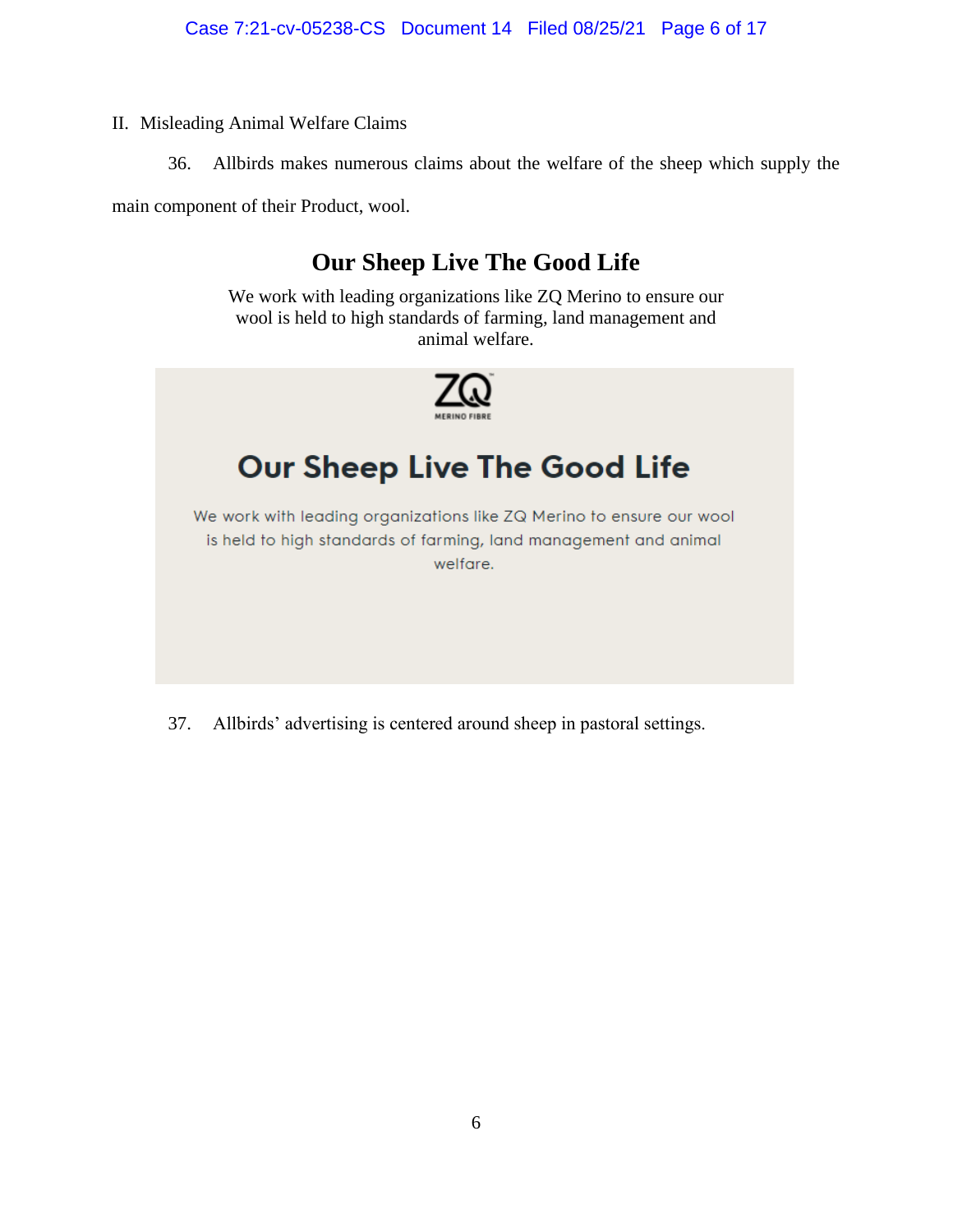II. Misleading Animal Welfare Claims

36. Allbirds makes numerous claims about the welfare of the sheep which supply the main component of their Product, wool.

**Our Sheep Live The Good Life**

We work with leading organizations like ZQ Merino to ensure our wool is held to high standards of farming, land management and animal welfare.

ZQ MERINO FIBRE

**Our Sheep Live The Good Life**

We work with leading organizations like ZQ Merino to ensure our wool is held to high standards of farming, land management and animal welfare.

37. Allbirds' advertising is centered around sheep in pastoral settings.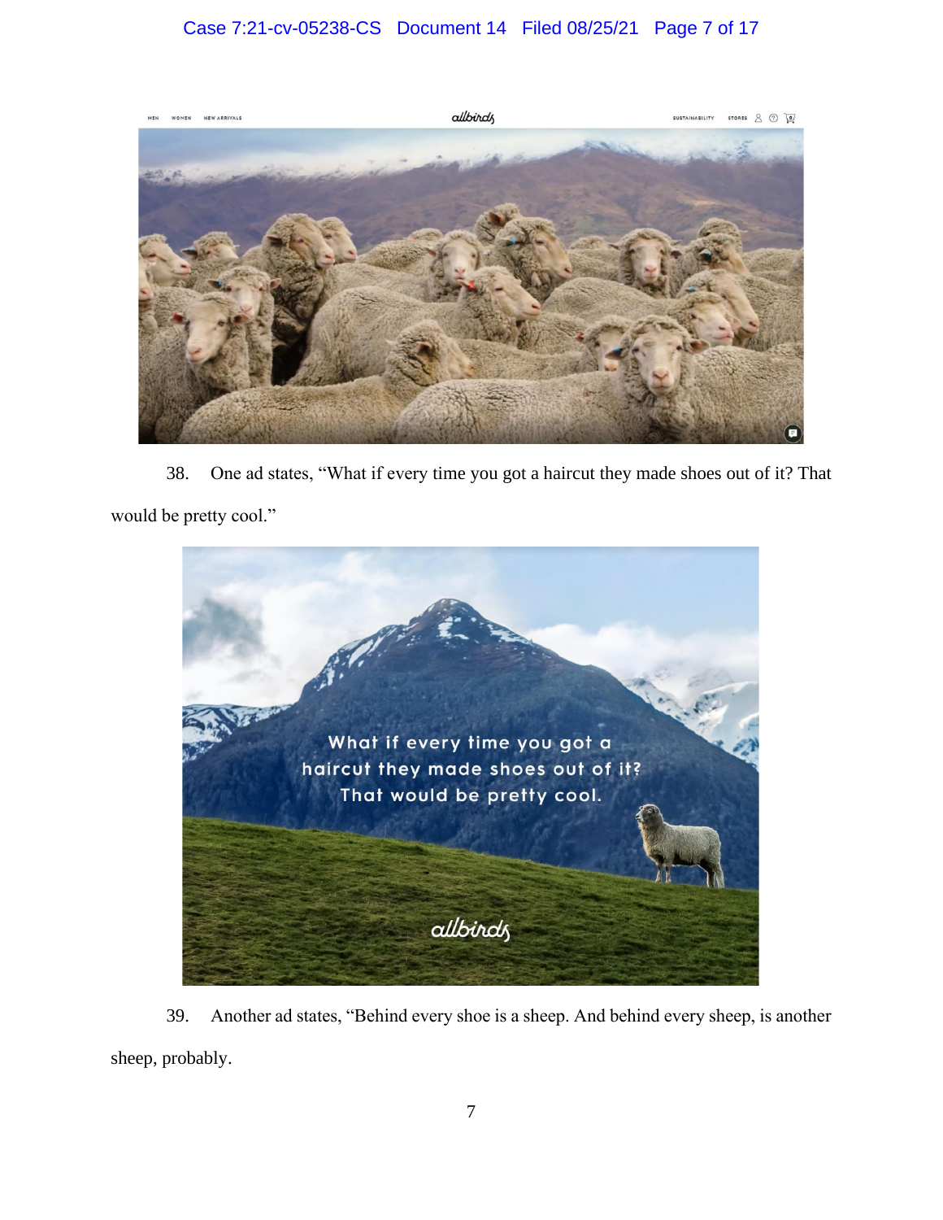38. One ad states, "What if every time you got a haircut they made shoes out of it? That would be pretty cool."

39. Another ad states, "Behind every shoe is a sheep. And behind every sheep, is another sheep, probably.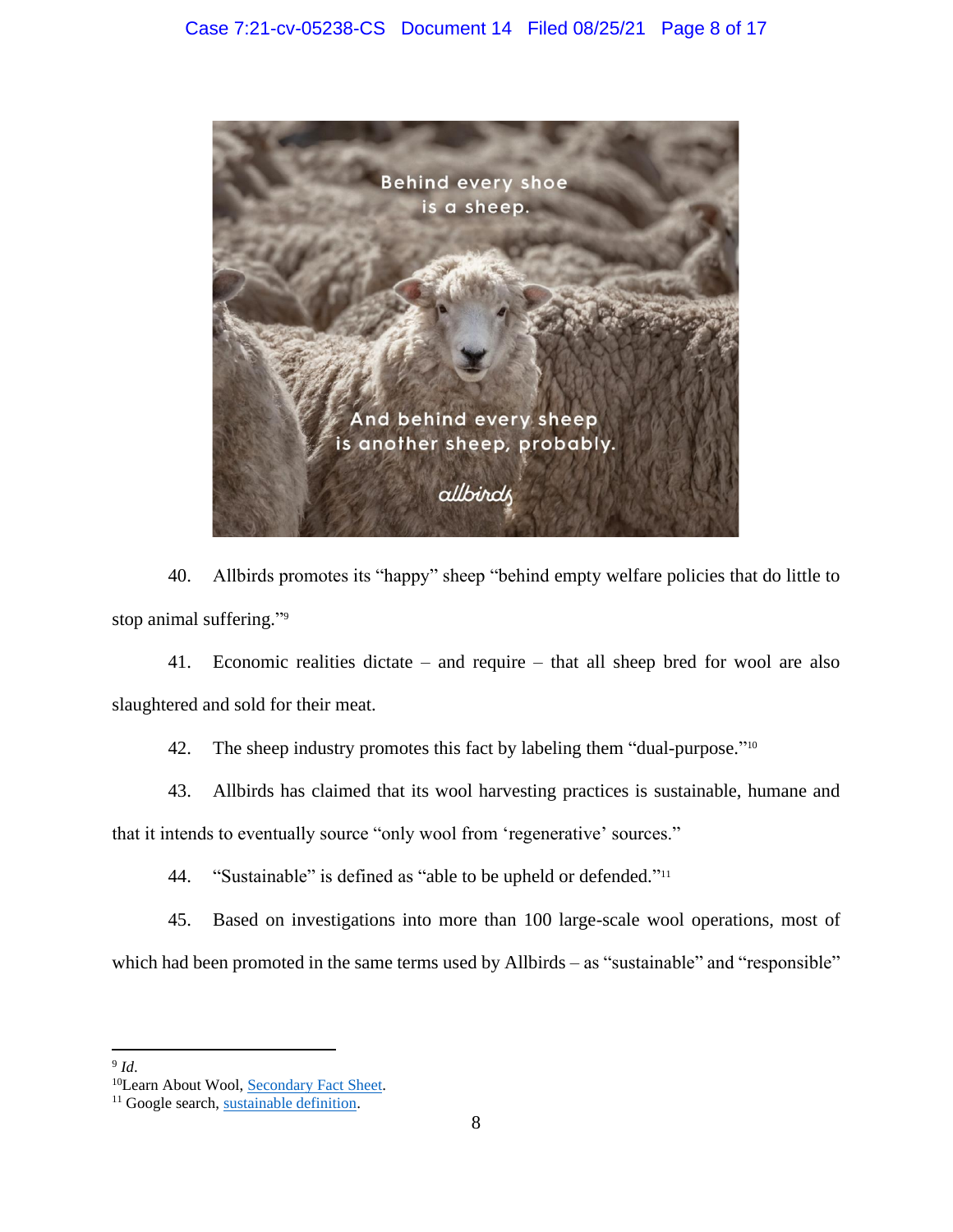40. Allbirds promotes its "happy" sheep "behind empty welfare policies that do little to stop animal suffering."[9]

41. Economic realities dictate – and require – that all sheep bred for wool are also slaughtered and sold for their meat.

42. The sheep industry promotes this fact by labeling them "dual-purpose."[10]

43. Allbirds has claimed that its wool harvesting practices is sustainable, humane and that it intends to eventually source "only wool from 'regenerative' sources."

44. "Sustainable" is defined as "able to be upheld or defended."[11]

45. Based on investigations into more than 100 large-scale wool operations, most of which had been promoted in the same terms used by Allbirds – as "sustainable" and "responsible"

---

[9] *Id*.

[10] Learn About Wool, Secondary Fact Sheet.

[11] Google search, sustainable definition.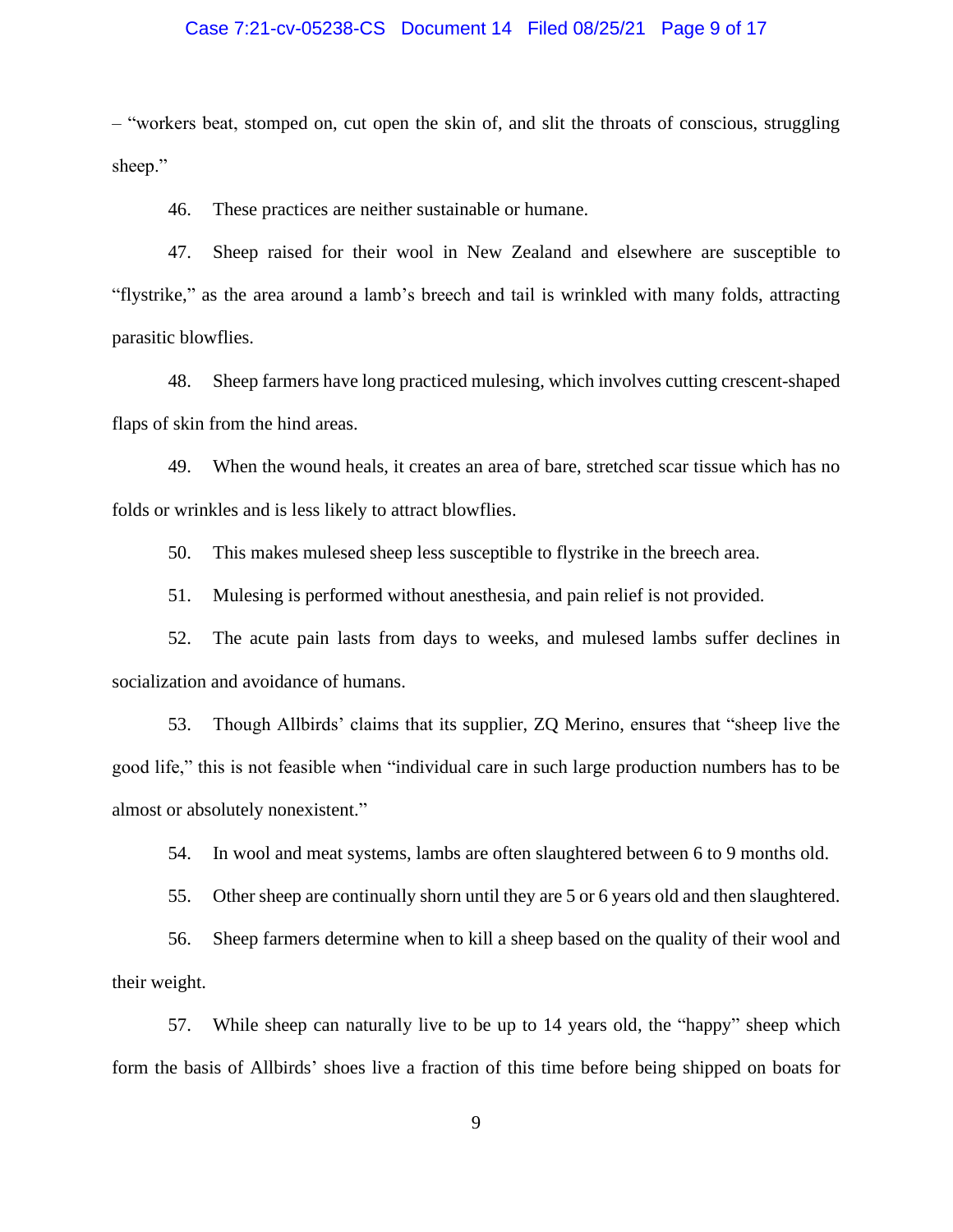– "workers beat, stomped on, cut open the skin of, and slit the throats of conscious, struggling sheep."

46. These practices are neither sustainable or humane.

47. Sheep raised for their wool in New Zealand and elsewhere are susceptible to "flystrike," as the area around a lamb's breech and tail is wrinkled with many folds, attracting parasitic blowflies.

48. Sheep farmers have long practiced mulesing, which involves cutting crescent-shaped flaps of skin from the hind areas.

49. When the wound heals, it creates an area of bare, stretched scar tissue which has no folds or wrinkles and is less likely to attract blowflies.

50. This makes mulesed sheep less susceptible to flystrike in the breech area.

51. Mulesing is performed without anesthesia, and pain relief is not provided.

52. The acute pain lasts from days to weeks, and mulesed lambs suffer declines in socialization and avoidance of humans.

53. Though Allbirds' claims that its supplier, ZQ Merino, ensures that "sheep live the good life," this is not feasible when "individual care in such large production numbers has to be almost or absolutely nonexistent."

54. In wool and meat systems, lambs are often slaughtered between 6 to 9 months old.

55. Other sheep are continually shorn until they are 5 or 6 years old and then slaughtered.

56. Sheep farmers determine when to kill a sheep based on the quality of their wool and their weight.

57. While sheep can naturally live to be up to 14 years old, the "happy" sheep which form the basis of Allbirds' shoes live a fraction of this time before being shipped on boats for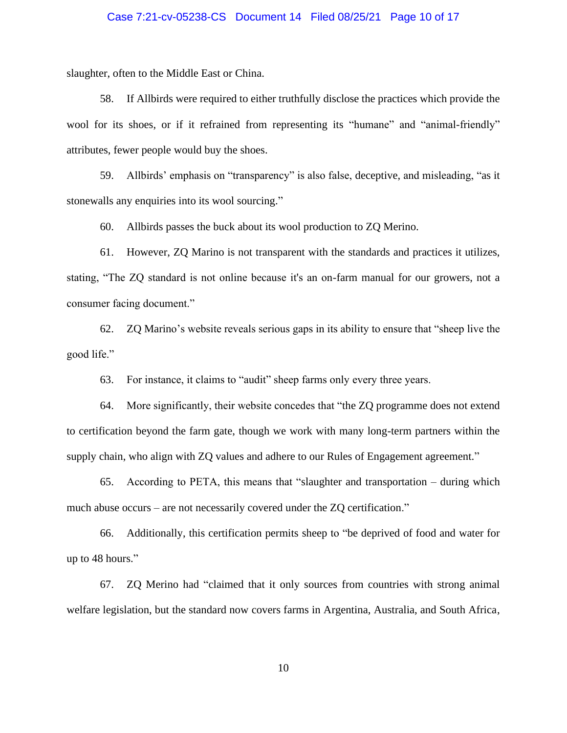slaughter, often to the Middle East or China.

58. If Allbirds were required to either truthfully disclose the practices which provide the wool for its shoes, or if it refrained from representing its "humane" and "animal-friendly" attributes, fewer people would buy the shoes.

59. Allbirds' emphasis on "transparency" is also false, deceptive, and misleading, "as it stonewalls any enquiries into its wool sourcing."

60. Allbirds passes the buck about its wool production to ZQ Merino.

61. However, ZQ Marino is not transparent with the standards and practices it utilizes, stating, "The ZQ standard is not online because it's an on-farm manual for our growers, not a consumer facing document."

62. ZQ Marino's website reveals serious gaps in its ability to ensure that "sheep live the good life."

63. For instance, it claims to "audit" sheep farms only every three years.

64. More significantly, their website concedes that "the ZQ programme does not extend to certification beyond the farm gate, though we work with many long-term partners within the supply chain, who align with ZQ values and adhere to our Rules of Engagement agreement."

65. According to PETA, this means that "slaughter and transportation – during which much abuse occurs – are not necessarily covered under the ZQ certification."

66. Additionally, this certification permits sheep to "be deprived of food and water for up to 48 hours."

67. ZQ Merino had "claimed that it only sources from countries with strong animal welfare legislation, but the standard now covers farms in Argentina, Australia, and South Africa,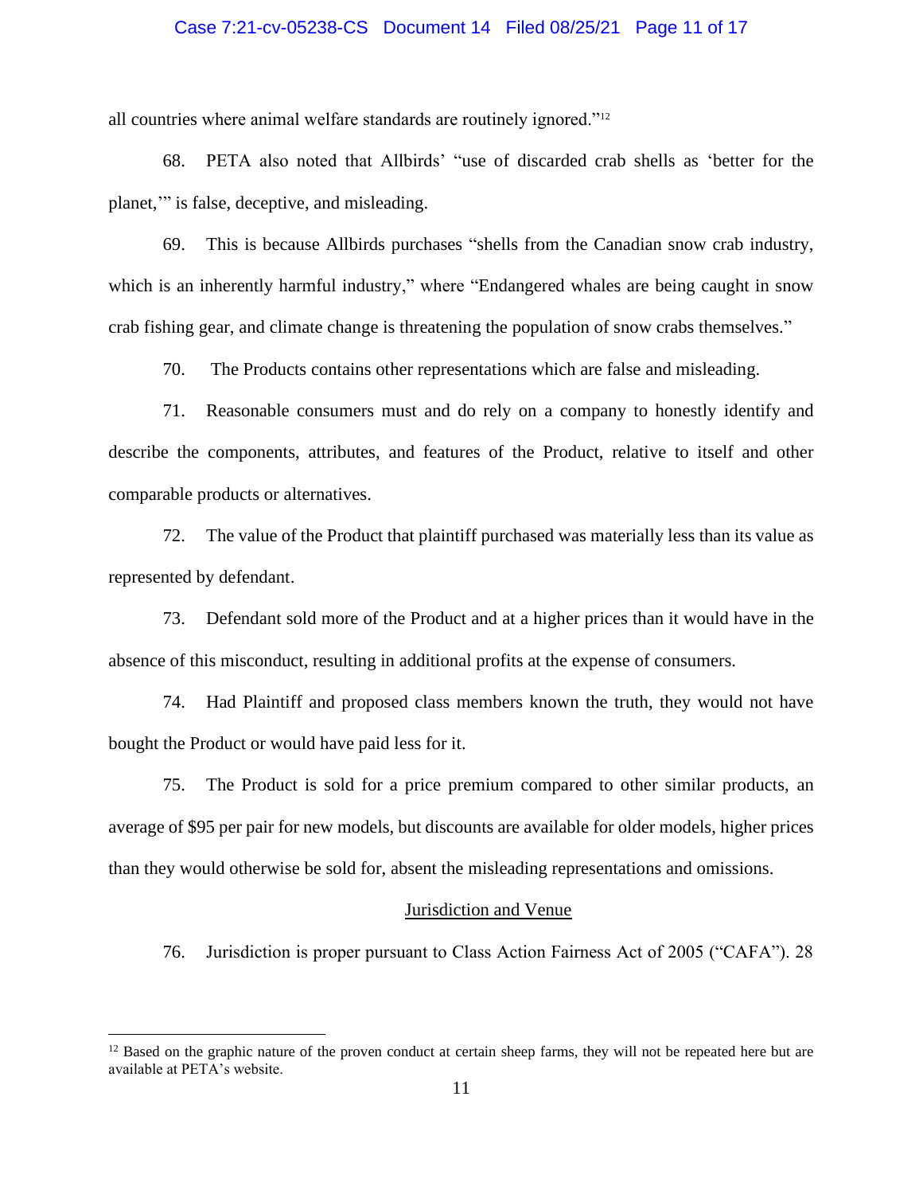all countries where animal welfare standards are routinely ignored."[12]

68. PETA also noted that Allbirds' "use of discarded crab shells as 'better for the planet,'" is false, deceptive, and misleading.

69. This is because Allbirds purchases "shells from the Canadian snow crab industry, which is an inherently harmful industry," where "Endangered whales are being caught in snow crab fishing gear, and climate change is threatening the population of snow crabs themselves."

70. The Products contains other representations which are false and misleading.

71. Reasonable consumers must and do rely on a company to honestly identify and describe the components, attributes, and features of the Product, relative to itself and other comparable products or alternatives.

72. The value of the Product that plaintiff purchased was materially less than its value as represented by defendant.

73. Defendant sold more of the Product and at a higher prices than it would have in the absence of this misconduct, resulting in additional profits at the expense of consumers.

74. Had Plaintiff and proposed class members known the truth, they would not have bought the Product or would have paid less for it.

75. The Product is sold for a price premium compared to other similar products, an average of $95 per pair for new models, but discounts are available for older models, higher prices than they would otherwise be sold for, absent the misleading representations and omissions.

## Jurisdiction and Venue

76. Jurisdiction is proper pursuant to Class Action Fairness Act of 2005 ("CAFA"). 28

[12] Based on the graphic nature of the proven conduct at certain sheep farms, they will not be repeated here but are available at PETA's website.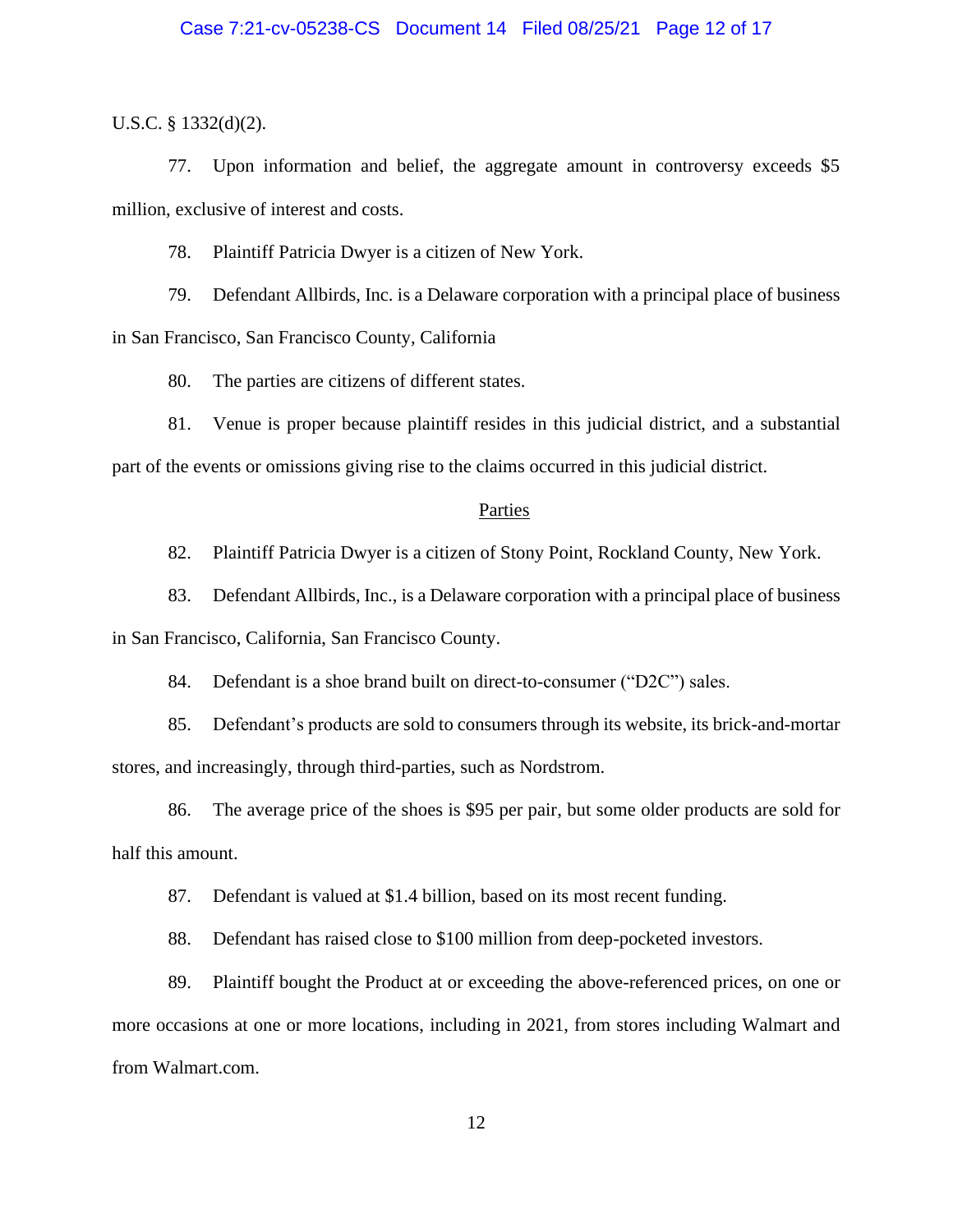U.S.C. § 1332(d)(2).

77. Upon information and belief, the aggregate amount in controversy exceeds $5 million, exclusive of interest and costs.

78. Plaintiff Patricia Dwyer is a citizen of New York.

79. Defendant Allbirds, Inc. is a Delaware corporation with a principal place of business in San Francisco, San Francisco County, California

80. The parties are citizens of different states.

81. Venue is proper because plaintiff resides in this judicial district, and a substantial part of the events or omissions giving rise to the claims occurred in this judicial district.

## Parties

82. Plaintiff Patricia Dwyer is a citizen of Stony Point, Rockland County, New York.

83. Defendant Allbirds, Inc., is a Delaware corporation with a principal place of business in San Francisco, California, San Francisco County.

84. Defendant is a shoe brand built on direct-to-consumer ("D2C") sales.

85. Defendant's products are sold to consumers through its website, its brick-and-mortar stores, and increasingly, through third-parties, such as Nordstrom.

86. The average price of the shoes is $95 per pair, but some older products are sold for half this amount.

87. Defendant is valued at $1.4 billion, based on its most recent funding.

88. Defendant has raised close to $100 million from deep-pocketed investors.

89. Plaintiff bought the Product at or exceeding the above-referenced prices, on one or more occasions at one or more locations, including in 2021, from stores including Walmart and from Walmart.com.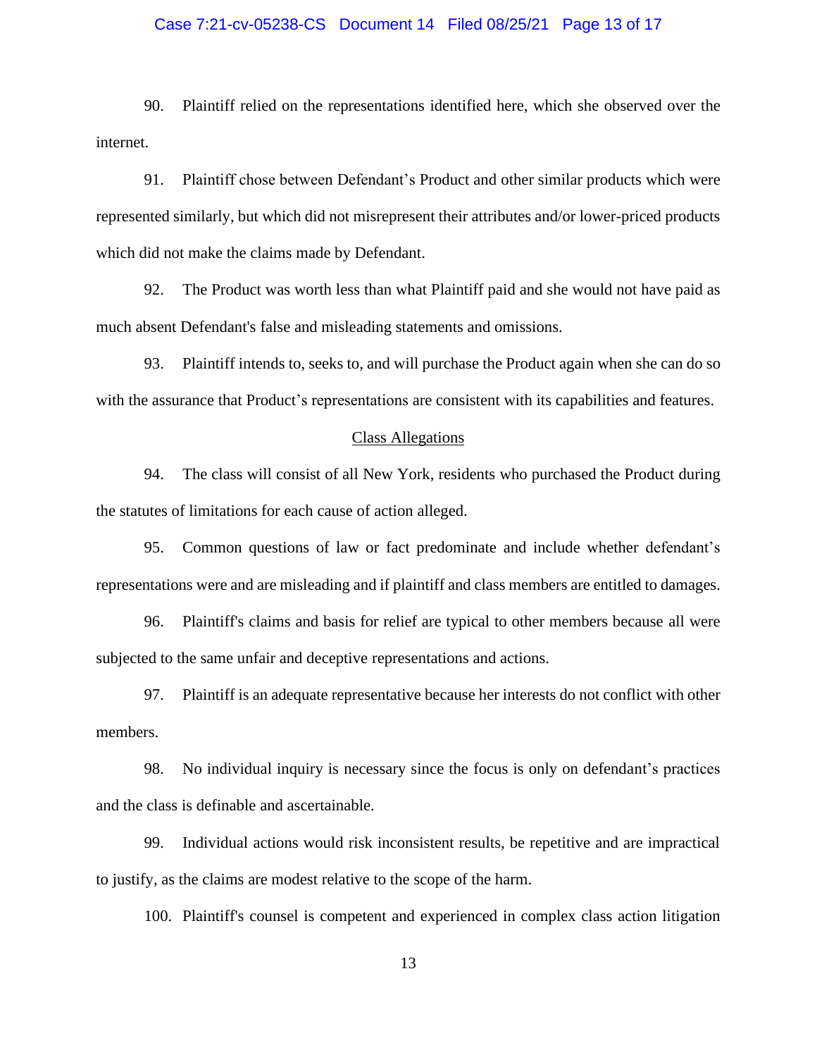90. Plaintiff relied on the representations identified here, which she observed over the internet.

91. Plaintiff chose between Defendant's Product and other similar products which were represented similarly, but which did not misrepresent their attributes and/or lower-priced products which did not make the claims made by Defendant.

92. The Product was worth less than what Plaintiff paid and she would not have paid as much absent Defendant's false and misleading statements and omissions.

93. Plaintiff intends to, seeks to, and will purchase the Product again when she can do so with the assurance that Product's representations are consistent with its capabilities and features.

## Class Allegations

94. The class will consist of all New York, residents who purchased the Product during the statutes of limitations for each cause of action alleged.

95. Common questions of law or fact predominate and include whether defendant's representations were and are misleading and if plaintiff and class members are entitled to damages.

96. Plaintiff's claims and basis for relief are typical to other members because all were subjected to the same unfair and deceptive representations and actions.

97. Plaintiff is an adequate representative because her interests do not conflict with other members.

98. No individual inquiry is necessary since the focus is only on defendant's practices and the class is definable and ascertainable.

99. Individual actions would risk inconsistent results, be repetitive and are impractical to justify, as the claims are modest relative to the scope of the harm.

100. Plaintiff's counsel is competent and experienced in complex class action litigation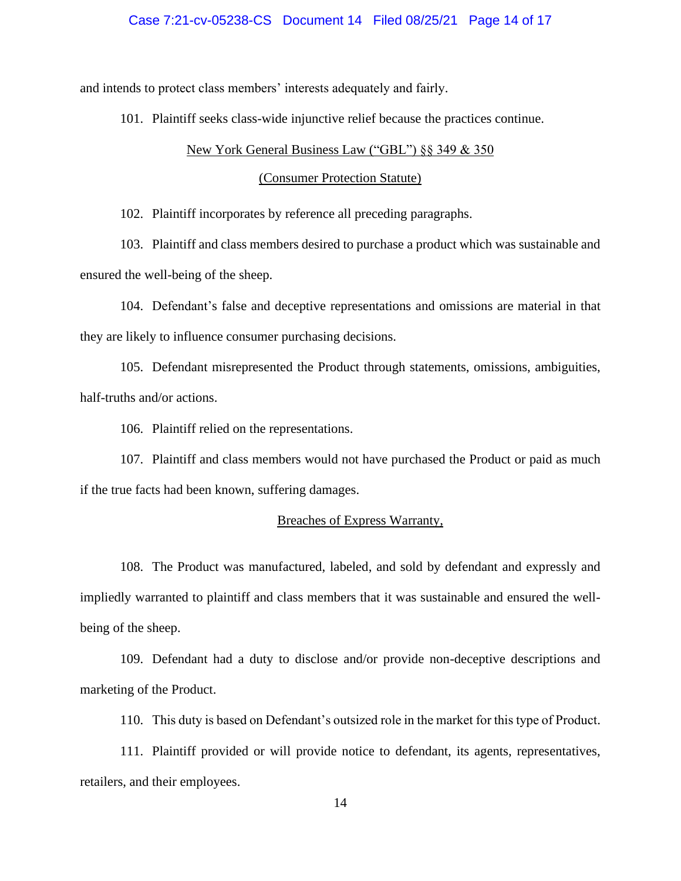and intends to protect class members' interests adequately and fairly.

101. Plaintiff seeks class-wide injunctive relief because the practices continue.

## New York General Business Law ("GBL") §§ 349 & 350

## (Consumer Protection Statute)

102. Plaintiff incorporates by reference all preceding paragraphs.

103. Plaintiff and class members desired to purchase a product which was sustainable and ensured the well-being of the sheep.

104. Defendant's false and deceptive representations and omissions are material in that they are likely to influence consumer purchasing decisions.

105. Defendant misrepresented the Product through statements, omissions, ambiguities, half-truths and/or actions.

106. Plaintiff relied on the representations.

107. Plaintiff and class members would not have purchased the Product or paid as much if the true facts had been known, suffering damages.

## Breaches of Express Warranty,

108. The Product was manufactured, labeled, and sold by defendant and expressly and impliedly warranted to plaintiff and class members that it was sustainable and ensured the well-being of the sheep.

109. Defendant had a duty to disclose and/or provide non-deceptive descriptions and marketing of the Product.

110. This duty is based on Defendant's outsized role in the market for this type of Product.

111. Plaintiff provided or will provide notice to defendant, its agents, representatives, retailers, and their employees.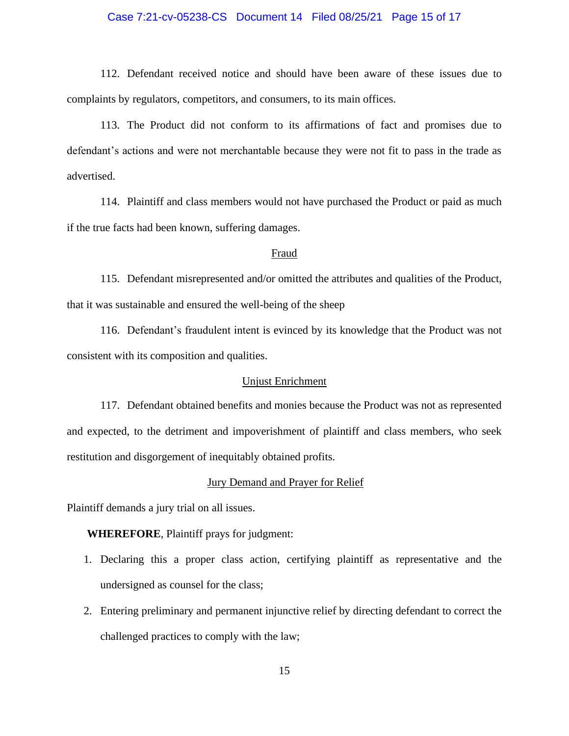112. Defendant received notice and should have been aware of these issues due to complaints by regulators, competitors, and consumers, to its main offices.

113. The Product did not conform to its affirmations of fact and promises due to defendant's actions and were not merchantable because they were not fit to pass in the trade as advertised.

114. Plaintiff and class members would not have purchased the Product or paid as much if the true facts had been known, suffering damages.

## Fraud

115. Defendant misrepresented and/or omitted the attributes and qualities of the Product, that it was sustainable and ensured the well-being of the sheep

116. Defendant's fraudulent intent is evinced by its knowledge that the Product was not consistent with its composition and qualities.

## Unjust Enrichment

117. Defendant obtained benefits and monies because the Product was not as represented and expected, to the detriment and impoverishment of plaintiff and class members, who seek restitution and disgorgement of inequitably obtained profits.

## Jury Demand and Prayer for Relief

Plaintiff demands a jury trial on all issues.

**WHEREFORE**, Plaintiff prays for judgment:

1. Declaring this a proper class action, certifying plaintiff as representative and the undersigned as counsel for the class;
2. Entering preliminary and permanent injunctive relief by directing defendant to correct the challenged practices to comply with the law;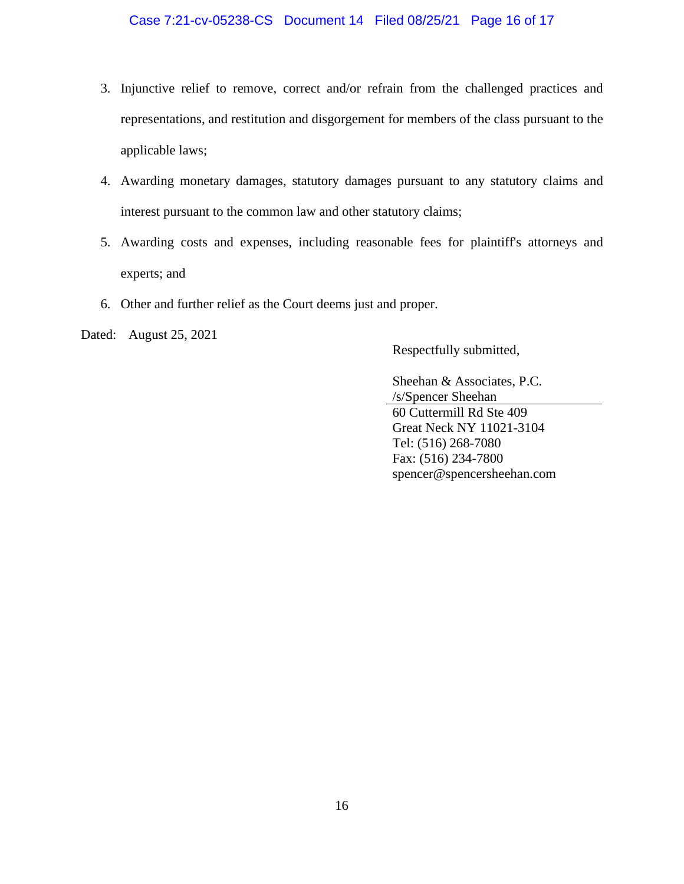3. Injunctive relief to remove, correct and/or refrain from the challenged practices and representations, and restitution and disgorgement for members of the class pursuant to the applicable laws;
4. Awarding monetary damages, statutory damages pursuant to any statutory claims and interest pursuant to the common law and other statutory claims;
5. Awarding costs and expenses, including reasonable fees for plaintiff's attorneys and experts; and
6. Other and further relief as the Court deems just and proper.

Dated: August 25, 2021

Respectfully submitted,

Sheehan & Associates, P.C.
/s/Spencer Sheehan
60 Cuttermill Rd Ste 409
Great Neck NY 11021-3104
Tel: (516) 268-7080
Fax: (516) 234-7800
spencer@spencersheehan.com